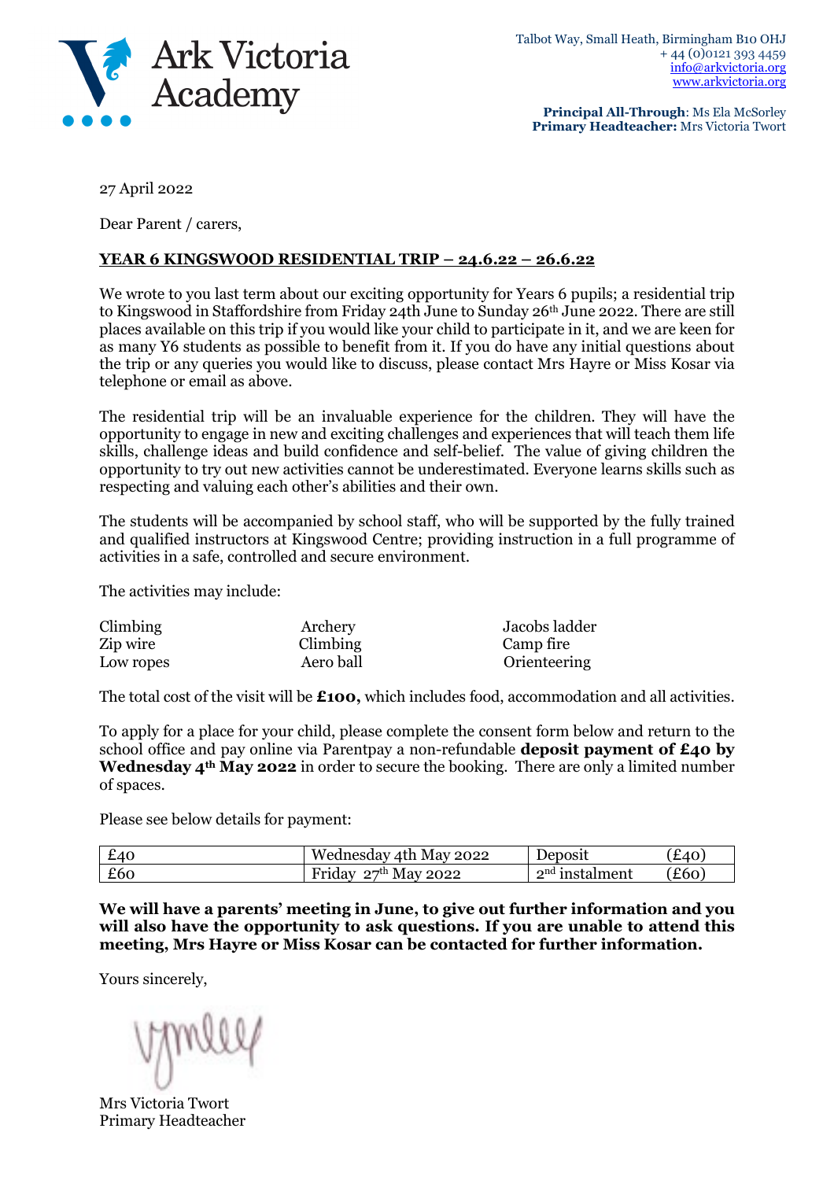Ark Victoria Academy

Talbot Way, Small Heath, Birmingham B10 OHJ
+ 44 (0)0121 393 4459
info@arkvictoria.org
www.arkvictoria.org

**Principal All-Through**: Ms Ela McSorley
**Primary Headteacher:** Mrs Victoria Twort

27 April 2022

Dear Parent / carers,

**YEAR 6 KINGSWOOD RESIDENTIAL TRIP – 24.6.22 – 26.6.22**

We wrote to you last term about our exciting opportunity for Years 6 pupils; a residential trip to Kingswood in Staffordshire from Friday 24th June to Sunday 26th June 2022. There are still places available on this trip if you would like your child to participate in it, and we are keen for as many Y6 students as possible to benefit from it. If you do have any initial questions about the trip or any queries you would like to discuss, please contact Mrs Hayre or Miss Kosar via telephone or email as above.

The residential trip will be an invaluable experience for the children. They will have the opportunity to engage in new and exciting challenges and experiences that will teach them life skills, challenge ideas and build confidence and self-belief. The value of giving children the opportunity to try out new activities cannot be underestimated. Everyone learns skills such as respecting and valuing each other's abilities and their own.

The students will be accompanied by school staff, who will be supported by the fully trained and qualified instructors at Kingswood Centre; providing instruction in a full programme of activities in a safe, controlled and secure environment.

The activities may include:

| | | |
|---|---|---|
| Climbing | Archery | Jacobs ladder |
| Zip wire | Climbing | Camp fire |
| Low ropes | Aero ball | Orienteering |

The total cost of the visit will be **£100,** which includes food, accommodation and all activities.

To apply for a place for your child, please complete the consent form below and return to the school office and pay online via Parentpay a non-refundable **deposit payment of £40 by Wednesday 4th May 2022** in order to secure the booking. There are only a limited number of spaces.

Please see below details for payment:

| | | | |
|---|---|---|---|
| £40 | Wednesday 4th May 2022 | Deposit | (£40) |
| £60 | Friday 27th May 2022 | 2nd instalment | (£60) |

**We will have a parents' meeting in June, to give out further information and you will also have the opportunity to ask questions. If you are unable to attend this meeting, Mrs Hayre or Miss Kosar can be contacted for further information.**

Yours sincerely,

Mrs Victoria Twort
Primary Headteacher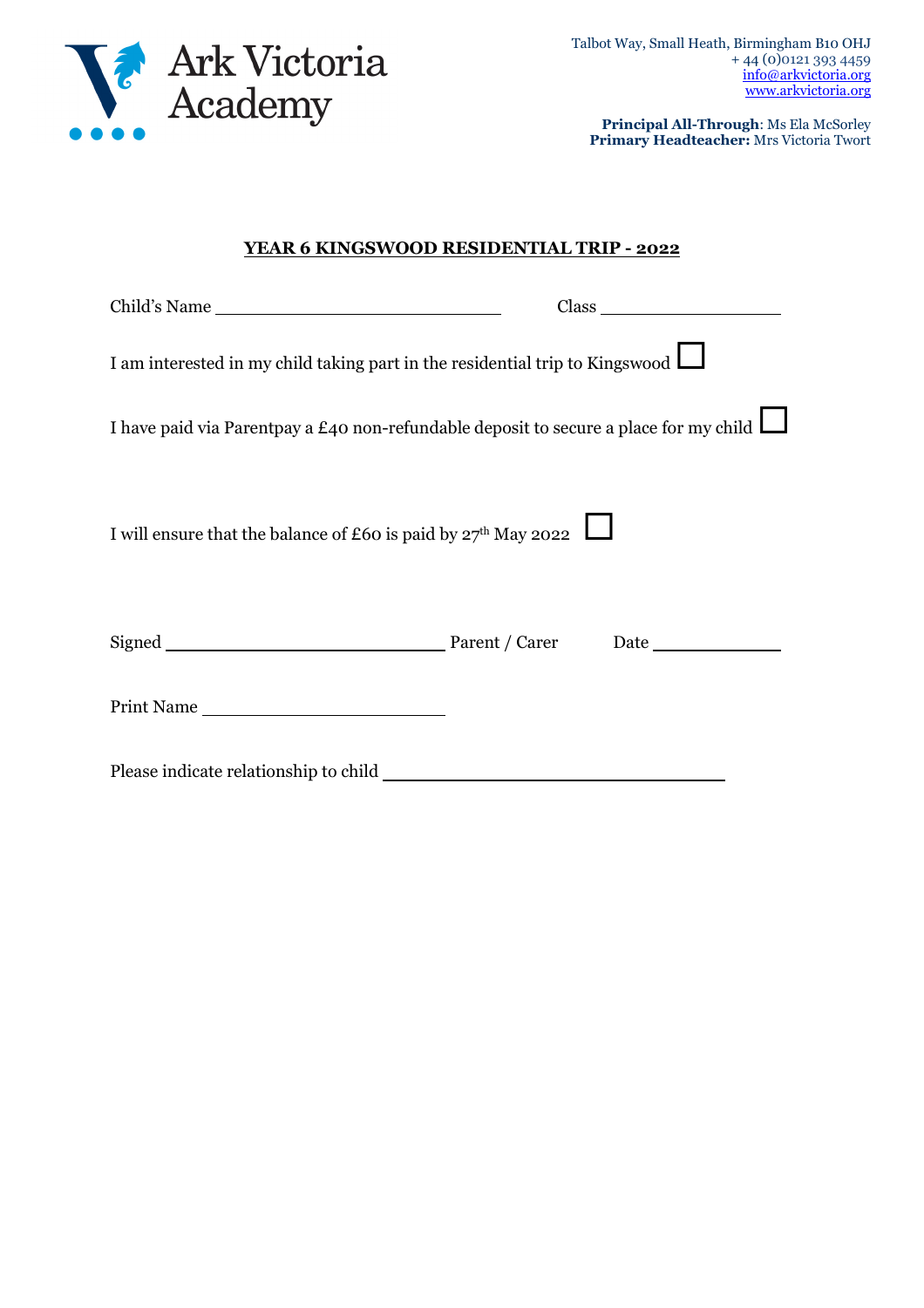Ark Victoria Academy

Talbot Way, Small Heath, Birmingham B10 OHJ
+ 44 (0)0121 393 4459
info@arkvictoria.org
www.arkvictoria.org

**Principal All-Through**: Ms Ela McSorley
**Primary Headteacher:** Mrs Victoria Twort

## YEAR 6 KINGSWOOD RESIDENTIAL TRIP - 2022

Child's Name ____________________________ Class __________________

I am interested in my child taking part in the residential trip to Kingswood ☐

I have paid via Parentpay a £40 non-refundable deposit to secure a place for my child ☐

I will ensure that the balance of £60 is paid by 27th May 2022 ☐

Signed ____________________________ Parent / Carer Date ______________

Print Name ________________________

Please indicate relationship to child ________________________________